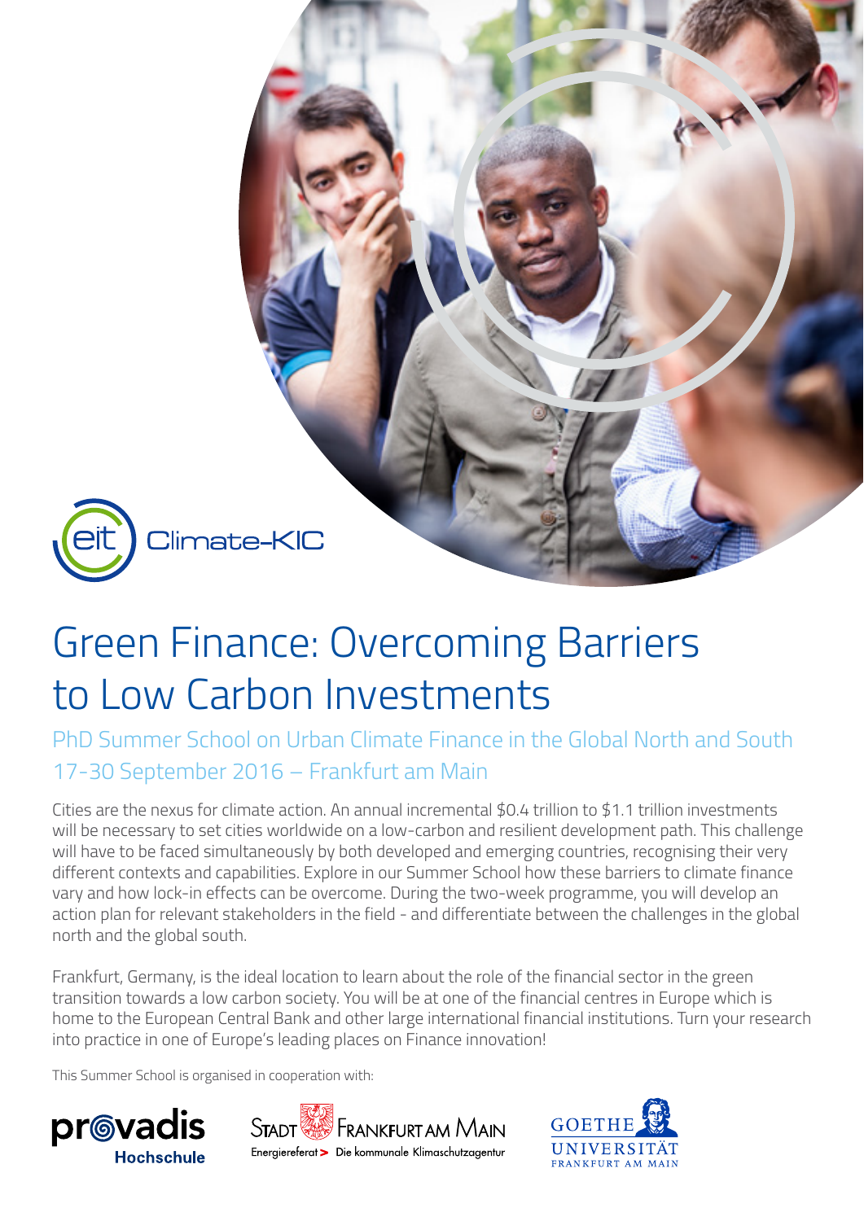eit Climate-KIC

# Green Finance: Overcoming Barriers to Low Carbon Investments

## PhD Summer School on Urban Climate Finance in the Global North and South
## 17-30 September 2016 – Frankfurt am Main

Cities are the nexus for climate action. An annual incremental $0.4 trillion to $1.1 trillion investments will be necessary to set cities worldwide on a low-carbon and resilient development path. This challenge will have to be faced simultaneously by both developed and emerging countries, recognising their very different contexts and capabilities. Explore in our Summer School how these barriers to climate finance vary and how lock-in effects can be overcome. During the two-week programme, you will develop an action plan for relevant stakeholders in the field - and differentiate between the challenges in the global north and the global south.

Frankfurt, Germany, is the ideal location to learn about the role of the financial sector in the green transition towards a low carbon society. You will be at one of the financial centres in Europe which is home to the European Central Bank and other large international financial institutions. Turn your research into practice in one of Europe's leading places on Finance innovation!

This Summer School is organised in cooperation with:

provadis Hochschule

Stadt Frankfurt am Main – Energiereferat > Die kommunale Klimaschutzagentur

Goethe Universität Frankfurt am Main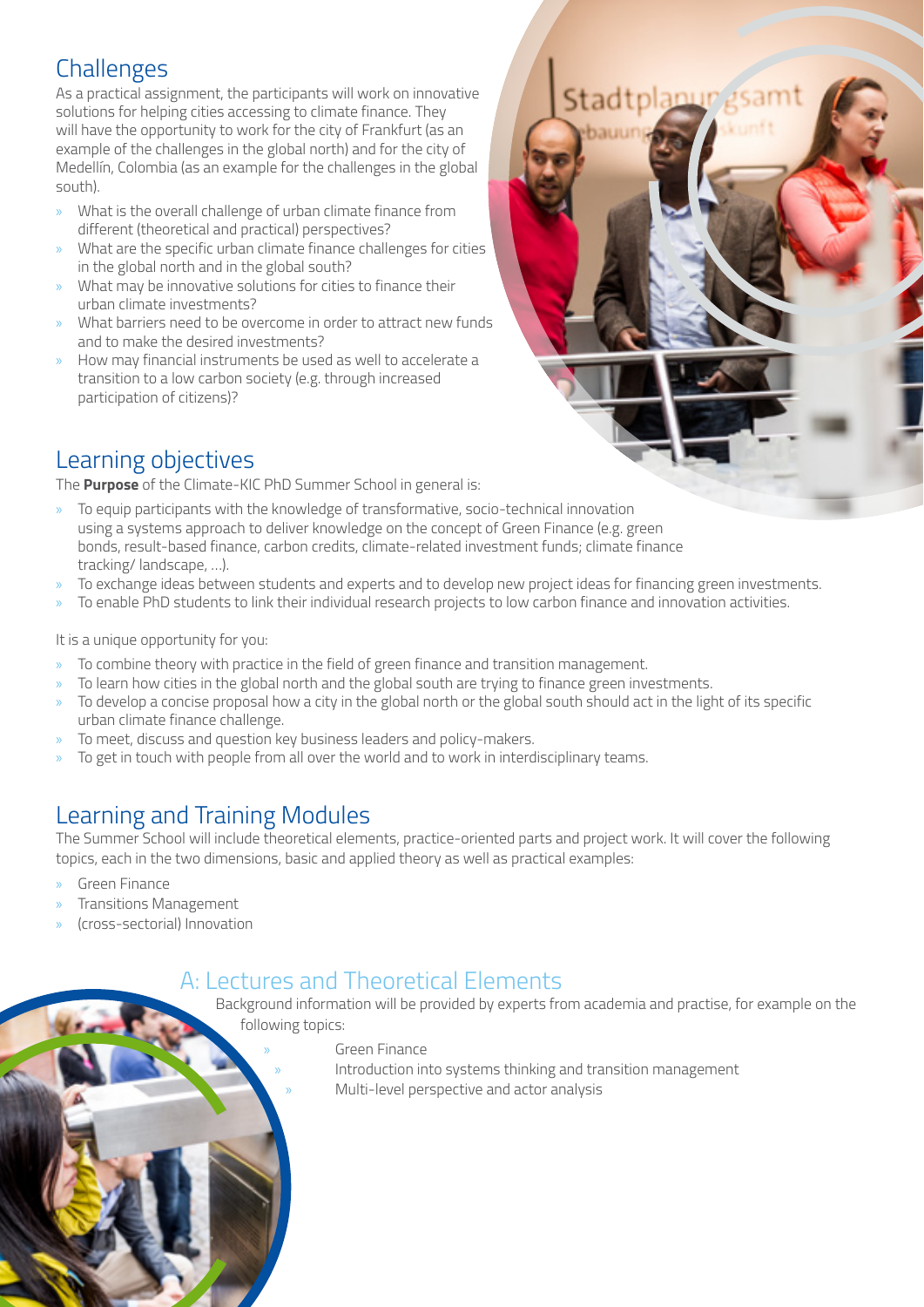## Challenges

As a practical assignment, the participants will work on innovative solutions for helping cities accessing to climate finance. They will have the opportunity to work for the city of Frankfurt (as an example of the challenges in the global north) and for the city of Medellín, Colombia (as an example for the challenges in the global south).

- What is the overall challenge of urban climate finance from different (theoretical and practical) perspectives?
- What are the specific urban climate finance challenges for cities in the global north and in the global south?
- What may be innovative solutions for cities to finance their urban climate investments?
- What barriers need to be overcome in order to attract new funds and to make the desired investments?
- How may financial instruments be used as well to accelerate a transition to a low carbon society (e.g. through increased participation of citizens)?

## Learning objectives

The **Purpose** of the Climate-KIC PhD Summer School in general is:

- To equip participants with the knowledge of transformative, socio-technical innovation using a systems approach to deliver knowledge on the concept of Green Finance (e.g. green bonds, result-based finance, carbon credits, climate-related investment funds; climate finance tracking/ landscape, ...).
- To exchange ideas between students and experts and to develop new project ideas for financing green investments.
- To enable PhD students to link their individual research projects to low carbon finance and innovation activities.

It is a unique opportunity for you:

- To combine theory with practice in the field of green finance and transition management.
- To learn how cities in the global north and the global south are trying to finance green investments.
- To develop a concise proposal how a city in the global north or the global south should act in the light of its specific urban climate finance challenge.
- To meet, discuss and question key business leaders and policy-makers.
- To get in touch with people from all over the world and to work in interdisciplinary teams.

## Learning and Training Modules

The Summer School will include theoretical elements, practice-oriented parts and project work. It will cover the following topics, each in the two dimensions, basic and applied theory as well as practical examples:

- Green Finance
- Transitions Management
- (cross-sectorial) Innovation

### A: Lectures and Theoretical Elements

Background information will be provided by experts from academia and practise, for example on the following topics:

- Green Finance
- Introduction into systems thinking and transition management
- Multi-level perspective and actor analysis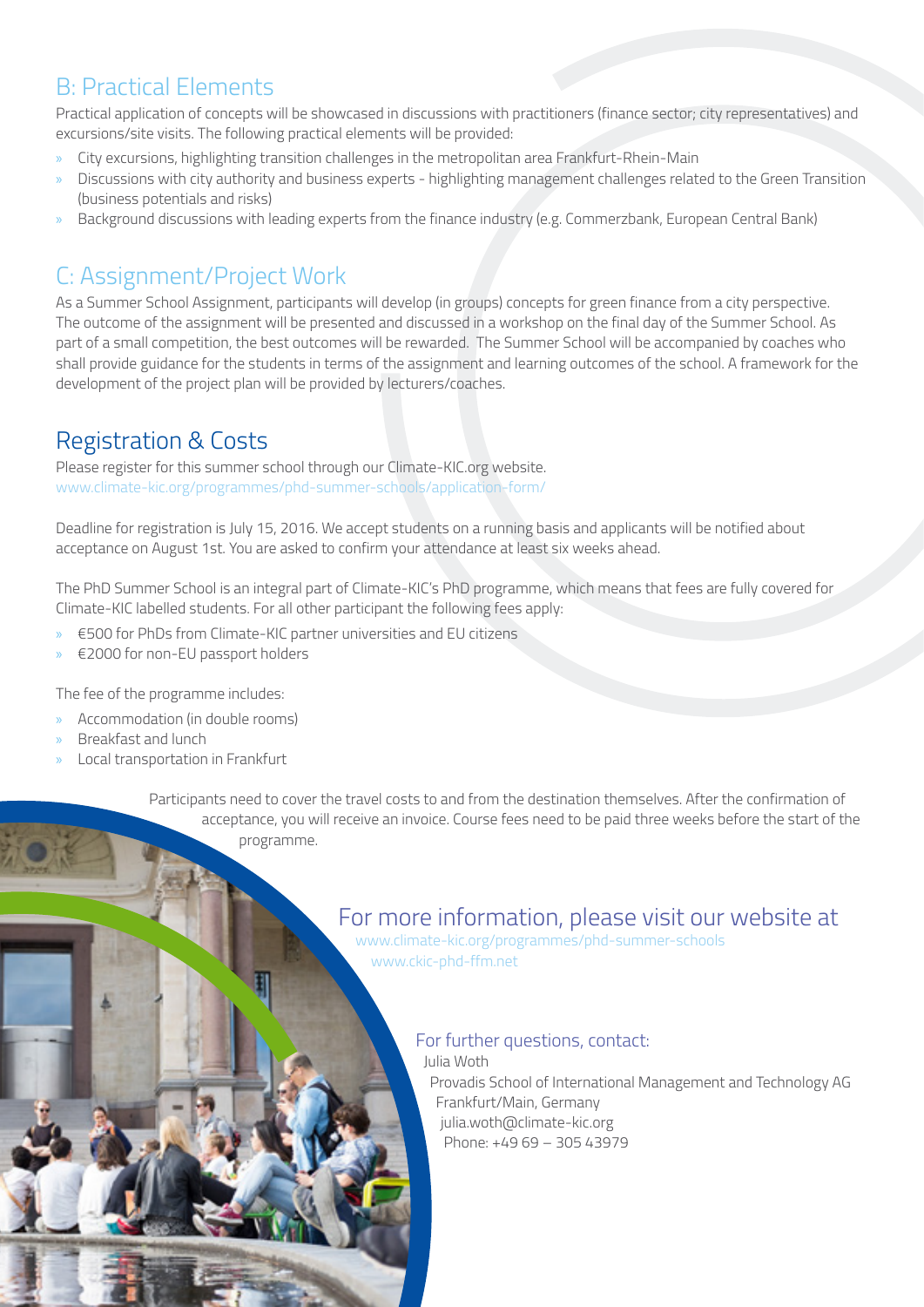## B: Practical Elements

Practical application of concepts will be showcased in discussions with practitioners (finance sector; city representatives) and excursions/site visits. The following practical elements will be provided:

- City excursions, highlighting transition challenges in the metropolitan area Frankfurt-Rhein-Main
- Discussions with city authority and business experts - highlighting management challenges related to the Green Transition (business potentials and risks)
- Background discussions with leading experts from the finance industry (e.g. Commerzbank, European Central Bank)

## C: Assignment/Project Work

As a Summer School Assignment, participants will develop (in groups) concepts for green finance from a city perspective. The outcome of the assignment will be presented and discussed in a workshop on the final day of the Summer School. As part of a small competition, the best outcomes will be rewarded. The Summer School will be accompanied by coaches who shall provide guidance for the students in terms of the assignment and learning outcomes of the school. A framework for the development of the project plan will be provided by lecturers/coaches.

## Registration & Costs

Please register for this summer school through our Climate-KIC.org website.
www.climate-kic.org/programmes/phd-summer-schools/application-form/

Deadline for registration is July 15, 2016. We accept students on a running basis and applicants will be notified about acceptance on August 1st. You are asked to confirm your attendance at least six weeks ahead.

The PhD Summer School is an integral part of Climate-KIC's PhD programme, which means that fees are fully covered for Climate-KIC labelled students. For all other participant the following fees apply:

- €500 for PhDs from Climate-KIC partner universities and EU citizens
- €2000 for non-EU passport holders

The fee of the programme includes:

- Accommodation (in double rooms)
- Breakfast and lunch
- Local transportation in Frankfurt

Participants need to cover the travel costs to and from the destination themselves. After the confirmation of acceptance, you will receive an invoice. Course fees need to be paid three weeks before the start of the programme.

### For more information, please visit our website at

www.climate-kic.org/programmes/phd-summer-schools
www.ckic-phd-ffm.net

### For further questions, contact:

Julia Woth
Provadis School of International Management and Technology AG
Frankfurt/Main, Germany
julia.woth@climate-kic.org
Phone: +49 69 – 305 43979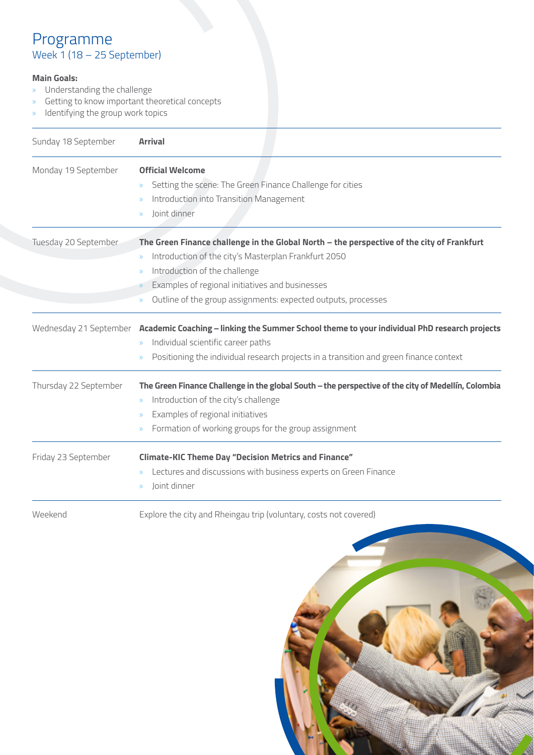# Programme

## Week 1 (18 – 25 September)

**Main Goals:**

- Understanding the challenge
- Getting to know important theoretical concepts
- Identifying the group work topics

| Day | Programme |
| --- | --- |
| Sunday 18 September | **Arrival** |
| Monday 19 September | **Official Welcome**<br>» Setting the scene: The Green Finance Challenge for cities<br>» Introduction into Transition Management<br>» Joint dinner |
| Tuesday 20 September | **The Green Finance challenge in the Global North – the perspective of the city of Frankfurt**<br>» Introduction of the city's Masterplan Frankfurt 2050<br>» Introduction of the challenge<br>» Examples of regional initiatives and businesses<br>» Outline of the group assignments: expected outputs, processes |
| Wednesday 21 September | **Academic Coaching – linking the Summer School theme to your individual PhD research projects**<br>» Individual scientific career paths<br>» Positioning the individual research projects in a transition and green finance context |
| Thursday 22 September | **The Green Finance Challenge in the global South – the perspective of the city of Medellín, Colombia**<br>» Introduction of the city's challenge<br>» Examples of regional initiatives<br>» Formation of working groups for the group assignment |
| Friday 23 September | **Climate-KIC Theme Day "Decision Metrics and Finance"**<br>» Lectures and discussions with business experts on Green Finance<br>» Joint dinner |
| Weekend | Explore the city and Rheingau trip (voluntary, costs not covered) |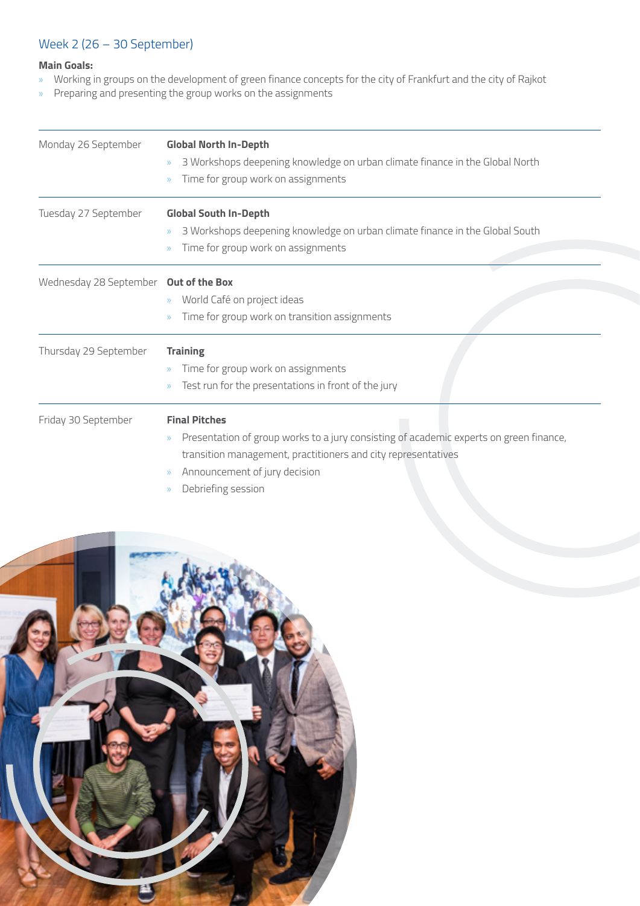## Week 2 (26 – 30 September)

**Main Goals:**

- Working in groups on the development of green finance concepts for the city of Frankfurt and the city of Rajkot
- Preparing and presenting the group works on the assignments

| | |
|---|---|
| Monday 26 September | **Global North In-Depth**<br>» 3 Workshops deepening knowledge on urban climate finance in the Global North<br>» Time for group work on assignments |
| Tuesday 27 September | **Global South In-Depth**<br>» 3 Workshops deepening knowledge on urban climate finance in the Global South<br>» Time for group work on assignments |
| Wednesday 28 September | **Out of the Box**<br>» World Café on project ideas<br>» Time for group work on transition assignments |
| Thursday 29 September | **Training**<br>» Time for group work on assignments<br>» Test run for the presentations in front of the jury |
| Friday 30 September | **Final Pitches**<br>» Presentation of group works to a jury consisting of academic experts on green finance, transition management, practitioners and city representatives<br>» Announcement of jury decision<br>» Debriefing session |